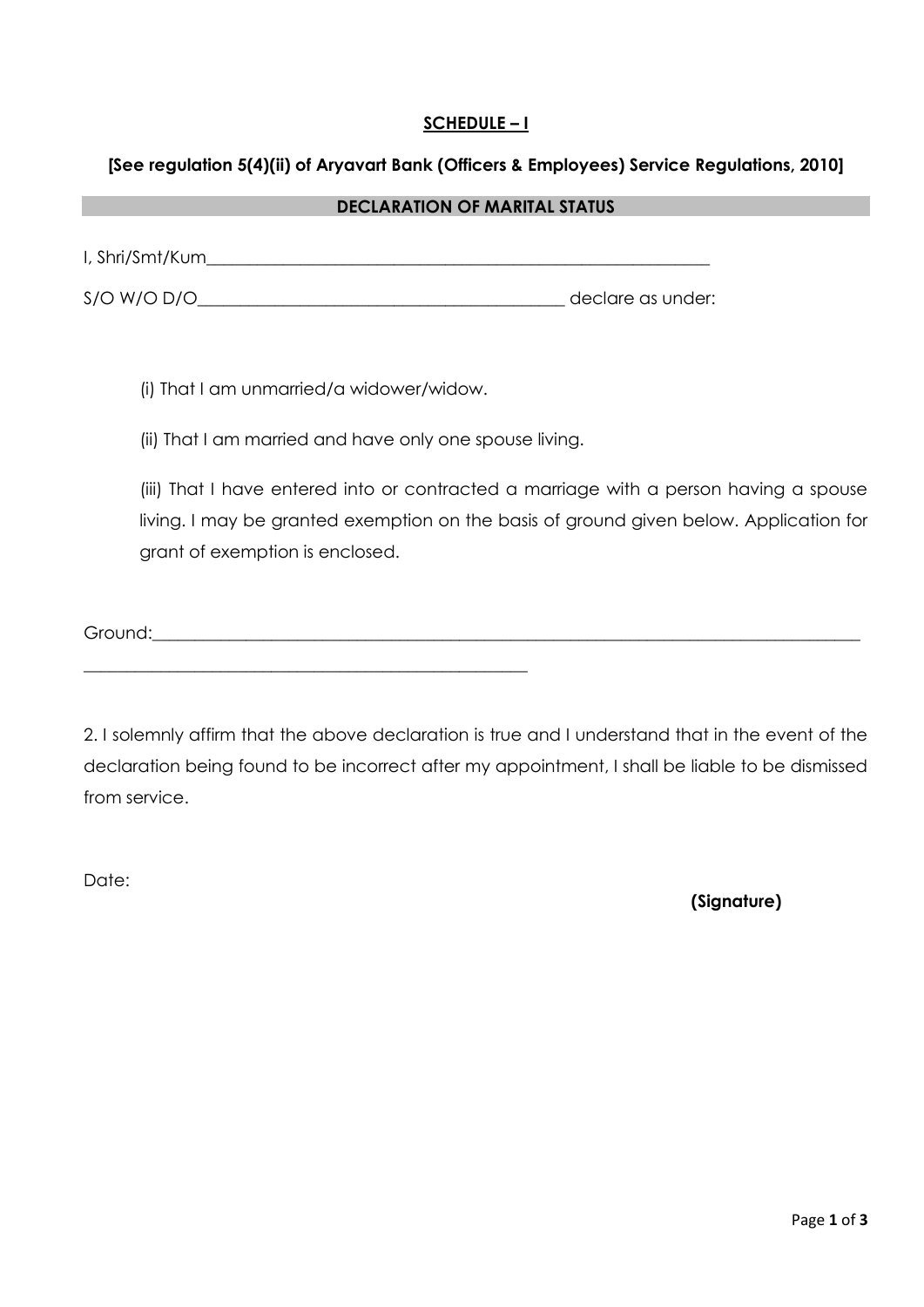**SCHEDULE – I**

**[See regulation 5(4)(ii) of Aryavart Bank (Officers & Employees) Service Regulations, 2010]**

**DECLARATION OF MARITAL STATUS**

I, Shri/Smt/Kum_____________________________________________________________

S/O W/O D/O_____________________________________________ declare as under:

(i) That I am unmarried/a widower/widow.

(ii) That I am married and have only one spouse living.

(iii) That I have entered into or contracted a marriage with a person having a spouse living. I may be granted exemption on the basis of ground given below. Application for grant of exemption is enclosed.

Ground:_____________________________________________________________________________________

_____________________________________________________

2. I solemnly affirm that the above declaration is true and I understand that in the event of the declaration being found to be incorrect after my appointment, I shall be liable to be dismissed from service.

Date:

**(Signature)**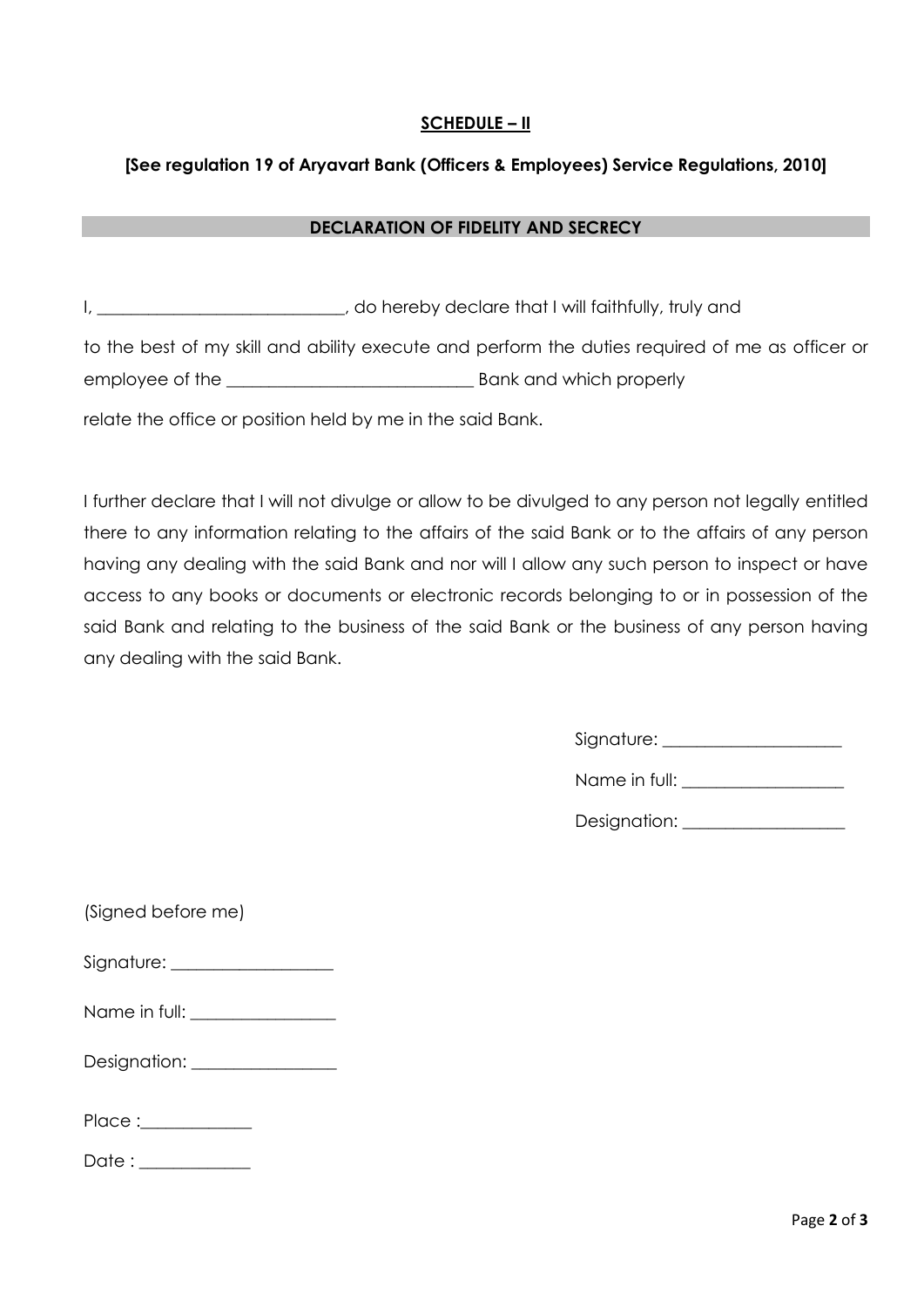**SCHEDULE – II**

**[See regulation 19 of Aryavart Bank (Officers & Employees) Service Regulations, 2010]**

**DECLARATION OF FIDELITY AND SECRECY**

I, ____________________________, do hereby declare that I will faithfully, truly and

to the best of my skill and ability execute and perform the duties required of me as officer or employee of the ____________________________ Bank and which properly

relate the office or position held by me in the said Bank.

I further declare that I will not divulge or allow to be divulged to any person not legally entitled there to any information relating to the affairs of the said Bank or to the affairs of any person having any dealing with the said Bank and nor will I allow any such person to inspect or have access to any books or documents or electronic records belonging to or in possession of the said Bank and relating to the business of the said Bank or the business of any person having any dealing with the said Bank.

Signature: ____________________

Name in full: __________________

Designation: __________________

(Signed before me)

Signature: __________________

Name in full: ________________

Designation: ________________

Place :____________

Date : ____________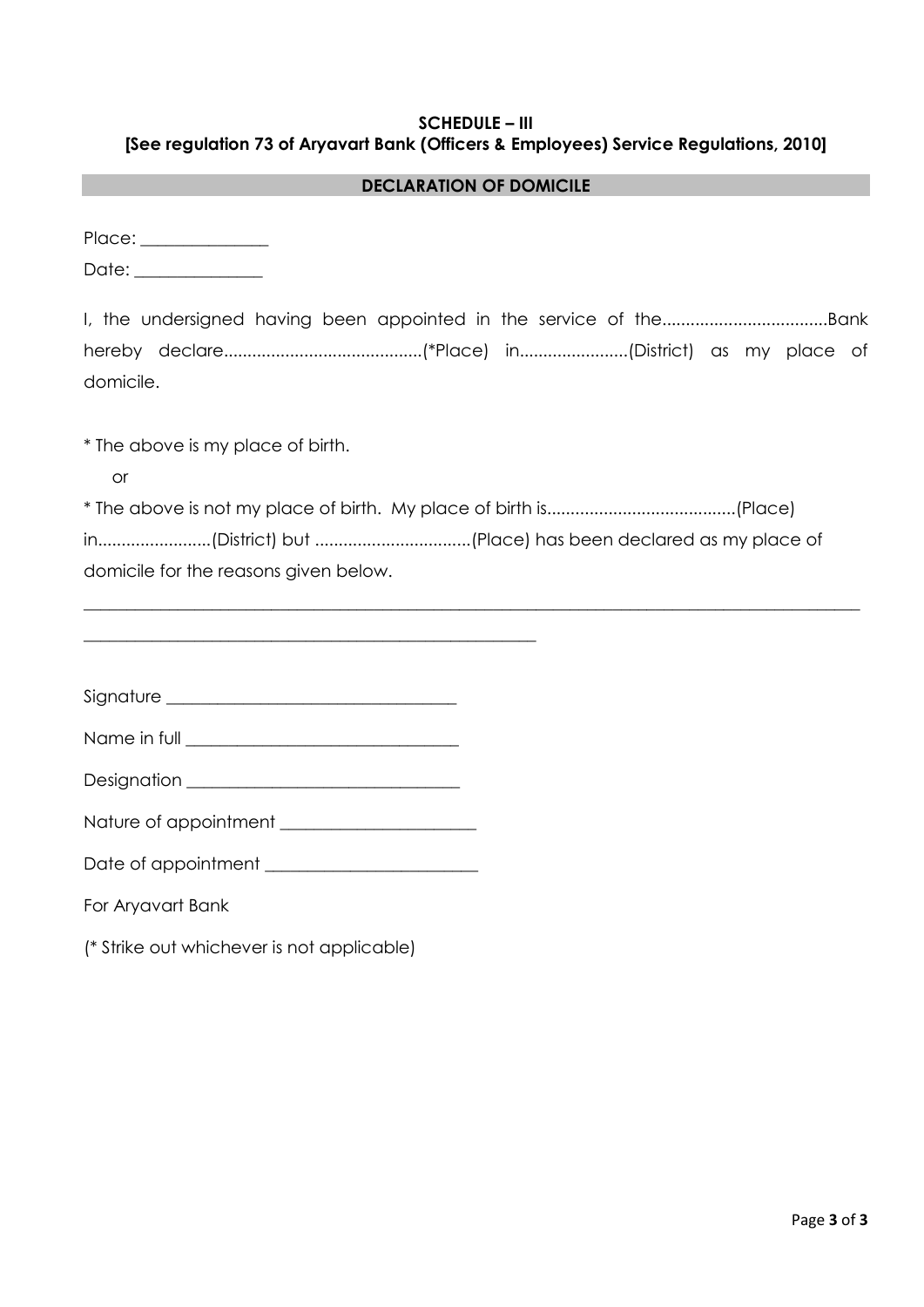**SCHEDULE – III**
**[See regulation 73 of Aryavart Bank (Officers & Employees) Service Regulations, 2010]**

**DECLARATION OF DOMICILE**

Place: _______________

Date: _______________

I, the undersigned having been appointed in the service of the...................................Bank hereby declare..........................................(*Place) in.......................(District) as my place of domicile.

* The above is my place of birth.

or

* The above is not my place of birth. My place of birth is........................................(Place) in........................(District) but .................................(Place) has been declared as my place of domicile for the reasons given below.

_____________________________________________________________________________________

______________________________________________________

Signature ___________________________________

Name in full _________________________________

Designation _________________________________

Nature of appointment _______________________

Date of appointment _________________________

For Aryavart Bank

(* Strike out whichever is not applicable)